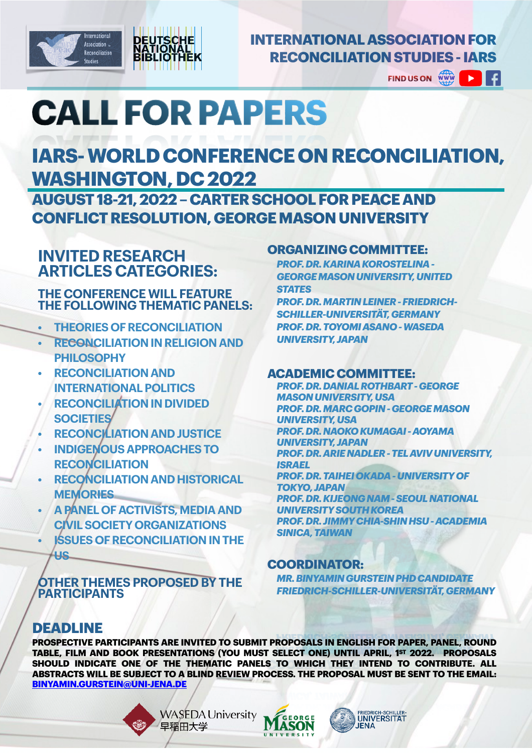INTERNATIONAL ASSOCIATION FOR RECONCILIATION STUDIES - IARS

FIND US ON

# CALL FOR PAPERS

## IARS- WORLD CONFERENCE ON RECONCILIATION, WASHINGTON, DC 2022

### AUGUST 18-21, 2022 – CARTER SCHOOL FOR PEACE AND CONFLICT RESOLUTION, GEORGE MASON UNIVERSITY

## INVITED RESEARCH ARTICLES CATEGORIES:

### THE CONFERENCE WILL FEATURE THE FOLLOWING THEMATIC PANELS:

- THEORIES OF RECONCILIATION
- RECONCILIATION IN RELIGION AND PHILOSOPHY
- RECONCILIATION AND INTERNATIONAL POLITICS
- RECONCILIATION IN DIVIDED SOCIETIES
- RECONCILIATION AND JUSTICE
- INDIGENOUS APPROACHES TO RECONCILIATION
- RECONCILIATION AND HISTORICAL MEMORIES
- A PANEL OF ACTIVISTS, MEDIA AND CIVIL SOCIETY ORGANIZATIONS
- ISSUES OF RECONCILIATION IN THE US

### OTHER THEMES PROPOSED BY THE PARTICIPANTS

## ORGANIZING COMMITTEE:

*PROF. DR. KARINA KOROSTELINA - GEORGE MASON UNIVERSITY, UNITED STATES*
*PROF. DR. MARTIN LEINER - FRIEDRICH-SCHILLER-UNIVERSITÄT, GERMANY*
*PROF. DR. TOYOMI ASANO - WASEDA UNIVERSITY, JAPAN*

## ACADEMIC COMMITTEE:

*PROF. DR. DANIAL ROTHBART - GEORGE MASON UNIVERSITY, USA*
*PROF. DR. MARC GOPIN - GEORGE MASON UNIVERSITY, USA*
*PROF. DR. NAOKO KUMAGAI - AOYAMA UNIVERSITY, JAPAN*
*PROF. DR. ARIE NADLER - TEL AVIV UNIVERSITY, ISRAEL*
*PROF. DR. TAIHEI OKADA - UNIVERSITY OF TOKYO, JAPAN*
*PROF. DR. KIJEONG NAM - SEOUL NATIONAL UNIVERSITY SOUTH KOREA*
*PROF. DR. JIMMY CHIA-SHIN HSU - ACADEMIA SINICA, TAIWAN*

## COORDINATOR:

*MR. BINYAMIN GURSTEIN PHD CANDIDATE FRIEDRICH-SCHILLER-UNIVERSITÄT, GERMANY*

## DEADLINE

**PROSPECTIVE PARTICIPANTS ARE INVITED TO SUBMIT PROPOSALS IN ENGLISH FOR PAPER, PANEL, ROUND TABLE, FILM AND BOOK PRESENTATIONS (YOU MUST SELECT ONE) UNTIL APRIL, 1ST 2022. PROPOSALS SHOULD INDICATE ONE OF THE THEMATIC PANELS TO WHICH THEY INTEND TO CONTRIBUTE. ALL ABSTRACTS WILL BE SUBJECT TO A BLIND REVIEW PROCESS. THE PROPOSAL MUST BE SENT TO THE EMAIL: BINYAMIN.GURSTEIN@UNI-JENA.DE**

WASEDA University 早稲田大学 — GEORGE MASON UNIVERSITY — FRIEDRICH-SCHILLER-UNIVERSITÄT JENA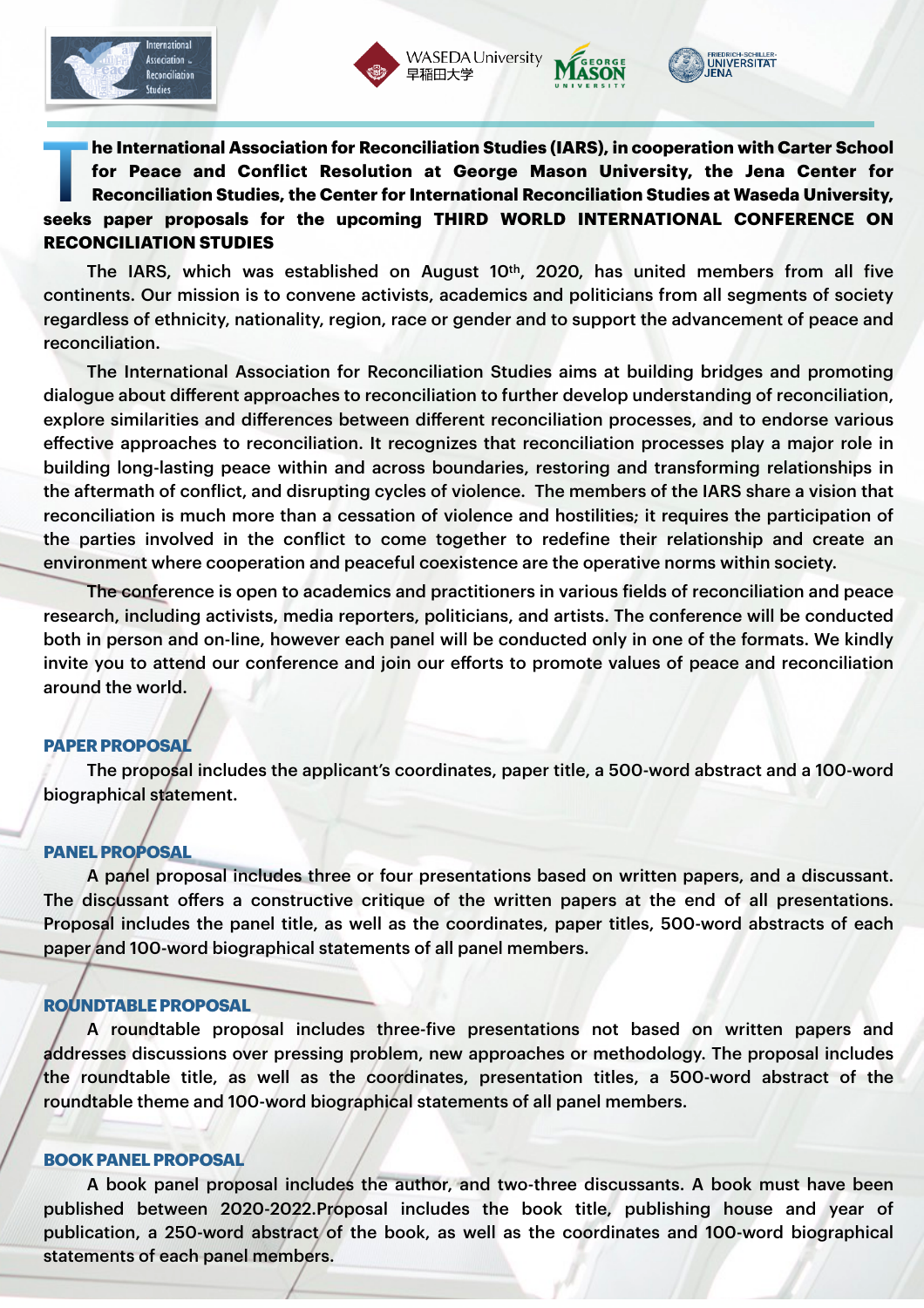**The International Association for Reconciliation Studies (IARS), in cooperation with Carter School for Peace and Conflict Resolution at George Mason University, the Jena Center for Reconciliation Studies, the Center for International Reconciliation Studies at Waseda University, seeks paper proposals for the upcoming THIRD WORLD INTERNATIONAL CONFERENCE ON RECONCILIATION STUDIES**

The IARS, which was established on August 10th, 2020, has united members from all five continents. Our mission is to convene activists, academics and politicians from all segments of society regardless of ethnicity, nationality, region, race or gender and to support the advancement of peace and reconciliation.

The International Association for Reconciliation Studies aims at building bridges and promoting dialogue about different approaches to reconciliation to further develop understanding of reconciliation, explore similarities and differences between different reconciliation processes, and to endorse various effective approaches to reconciliation. It recognizes that reconciliation processes play a major role in building long-lasting peace within and across boundaries, restoring and transforming relationships in the aftermath of conflict, and disrupting cycles of violence. The members of the IARS share a vision that reconciliation is much more than a cessation of violence and hostilities; it requires the participation of the parties involved in the conflict to come together to redefine their relationship and create an environment where cooperation and peaceful coexistence are the operative norms within society.

The conference is open to academics and practitioners in various fields of reconciliation and peace research, including activists, media reporters, politicians, and artists. The conference will be conducted both in person and on-line, however each panel will be conducted only in one of the formats. We kindly invite you to attend our conference and join our efforts to promote values of peace and reconciliation around the world.

## PAPER PROPOSAL

The proposal includes the applicant's coordinates, paper title, a 500-word abstract and a 100-word biographical statement.

## PANEL PROPOSAL

A panel proposal includes three or four presentations based on written papers, and a discussant. The discussant offers a constructive critique of the written papers at the end of all presentations. Proposal includes the panel title, as well as the coordinates, paper titles, 500-word abstracts of each paper and 100-word biographical statements of all panel members.

## ROUNDTABLE PROPOSAL

A roundtable proposal includes three-five presentations not based on written papers and addresses discussions over pressing problem, new approaches or methodology. The proposal includes the roundtable title, as well as the coordinates, presentation titles, a 500-word abstract of the roundtable theme and 100-word biographical statements of all panel members.

## BOOK PANEL PROPOSAL

A book panel proposal includes the author, and two-three discussants. A book must have been published between 2020-2022.Proposal includes the book title, publishing house and year of publication, a 250-word abstract of the book, as well as the coordinates and 100-word biographical statements of each panel members.